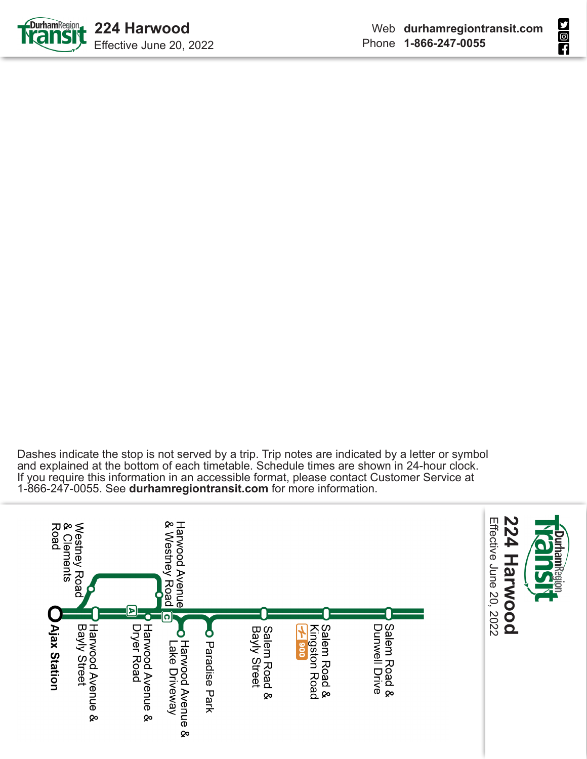# 224 Harwood

Effective June 20, 2022

Web **durhamregiontransit.com**
Phone **1-866-247-0055**

Dashes indicate the stop is not served by a trip. Trip notes are indicated by a letter or symbol and explained at the bottom of each timetable. Schedule times are shown in 24-hour clock. If you require this information in an accessible format, please contact Customer Service at 1-866-247-0055. See **durhamregiontransit.com** for more information.

## 224 Harwood

Effective June 20, 2022

- **Ajax Station**
- Westney Road & Clements Road
- Harwood Avenue & Bayly Street
- Harwood Avenue & Dryer Road (A)
- Harwood Avenue & Westney Road (C)
- Harwood Avenue & Lake Driveway
- Paradise Park
- Salem Road & Bayly Street
- Salem Road & Kingston Road (900)
- Salem Road & Dunwell Drive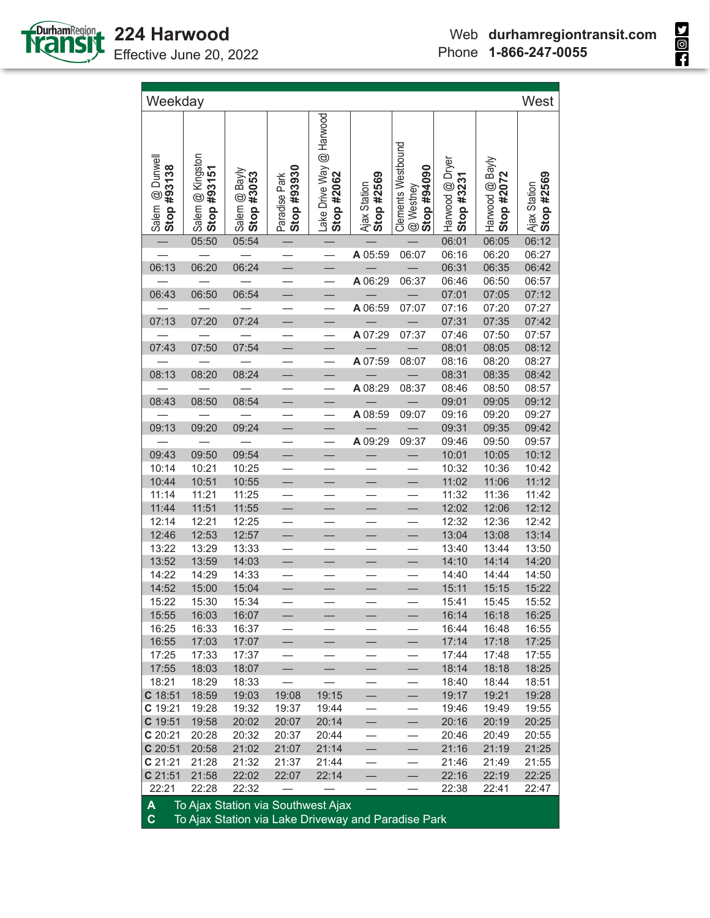# 224 Harwood

Effective June 20, 2022

Web **durhamregiontransit.com**
Phone **1-866-247-0055**

| Weekday | | | | | | | | | West |
|---|---|---|---|---|---|---|---|---|---|
| Salem @ Dunwell **Stop #93138** | Salem @ Kingston **Stop #93151** | Salem @ Bayly **Stop #3053** | Paradise Park **Stop #93930** | Lake Drive Way @ Harwood **Stop #2062** | Ajax Station **Stop #2569** | Clements Westbound @ Westney **Stop #94090** | Harwood @ Dryer **Stop #3231** | Harwood @ Bayly **Stop #2072** | Ajax Station **Stop #2569** |
| — | 05:50 | 05:54 | — | — | — | — | 06:01 | 06:05 | 06:12 |
| — | — | — | — | — | A 05:59 | 06:07 | 06:16 | 06:20 | 06:27 |
| 06:13 | 06:20 | 06:24 | — | — | — | — | 06:31 | 06:35 | 06:42 |
| — | — | — | — | — | A 06:29 | 06:37 | 06:46 | 06:50 | 06:57 |
| 06:43 | 06:50 | 06:54 | — | — | — | — | 07:01 | 07:05 | 07:12 |
| — | — | — | — | — | A 06:59 | 07:07 | 07:16 | 07:20 | 07:27 |
| 07:13 | 07:20 | 07:24 | — | — | — | — | 07:31 | 07:35 | 07:42 |
| — | — | — | — | — | A 07:29 | 07:37 | 07:46 | 07:50 | 07:57 |
| 07:43 | 07:50 | 07:54 | — | — | — | — | 08:01 | 08:05 | 08:12 |
| — | — | — | — | — | A 07:59 | 08:07 | 08:16 | 08:20 | 08:27 |
| 08:13 | 08:20 | 08:24 | — | — | — | — | 08:31 | 08:35 | 08:42 |
| — | — | — | — | — | A 08:29 | 08:37 | 08:46 | 08:50 | 08:57 |
| 08:43 | 08:50 | 08:54 | — | — | — | — | 09:01 | 09:05 | 09:12 |
| — | — | — | — | — | A 08:59 | 09:07 | 09:16 | 09:20 | 09:27 |
| 09:13 | 09:20 | 09:24 | — | — | — | — | 09:31 | 09:35 | 09:42 |
| — | — | — | — | — | A 09:29 | 09:37 | 09:46 | 09:50 | 09:57 |
| 09:43 | 09:50 | 09:54 | — | — | — | — | 10:01 | 10:05 | 10:12 |
| 10:14 | 10:21 | 10:25 | — | — | — | — | 10:32 | 10:36 | 10:42 |
| 10:44 | 10:51 | 10:55 | — | — | — | — | 11:02 | 11:06 | 11:12 |
| 11:14 | 11:21 | 11:25 | — | — | — | — | 11:32 | 11:36 | 11:42 |
| 11:44 | 11:51 | 11:55 | — | — | — | — | 12:02 | 12:06 | 12:12 |
| 12:14 | 12:21 | 12:25 | — | — | — | — | 12:32 | 12:36 | 12:42 |
| 12:46 | 12:53 | 12:57 | — | — | — | — | 13:04 | 13:08 | 13:14 |
| 13:22 | 13:29 | 13:33 | — | — | — | — | 13:40 | 13:44 | 13:50 |
| 13:52 | 13:59 | 14:03 | — | — | — | — | 14:10 | 14:14 | 14:20 |
| 14:22 | 14:29 | 14:33 | — | — | — | — | 14:40 | 14:44 | 14:50 |
| 14:52 | 15:00 | 15:04 | — | — | — | — | 15:11 | 15:15 | 15:22 |
| 15:22 | 15:30 | 15:34 | — | — | — | — | 15:41 | 15:45 | 15:52 |
| 15:55 | 16:03 | 16:07 | — | — | — | — | 16:14 | 16:18 | 16:25 |
| 16:25 | 16:33 | 16:37 | — | — | — | — | 16:44 | 16:48 | 16:55 |
| 16:55 | 17:03 | 17:07 | — | — | — | — | 17:14 | 17:18 | 17:25 |
| 17:25 | 17:33 | 17:37 | — | — | — | — | 17:44 | 17:48 | 17:55 |
| 17:55 | 18:03 | 18:07 | — | — | — | — | 18:14 | 18:18 | 18:25 |
| 18:21 | 18:29 | 18:33 | — | — | — | — | 18:40 | 18:44 | 18:51 |
| C 18:51 | 18:59 | 19:03 | 19:08 | 19:15 | — | — | 19:17 | 19:21 | 19:28 |
| C 19:21 | 19:28 | 19:32 | 19:37 | 19:44 | — | — | 19:46 | 19:49 | 19:55 |
| C 19:51 | 19:58 | 20:02 | 20:07 | 20:14 | — | — | 20:16 | 20:19 | 20:25 |
| C 20:21 | 20:28 | 20:32 | 20:37 | 20:44 | — | — | 20:46 | 20:49 | 20:55 |
| C 20:51 | 20:58 | 21:02 | 21:07 | 21:14 | — | — | 21:16 | 21:19 | 21:25 |
| C 21:21 | 21:28 | 21:32 | 21:37 | 21:44 | — | — | 21:46 | 21:49 | 21:55 |
| C 21:51 | 21:58 | 22:02 | 22:07 | 22:14 | — | — | 22:16 | 22:19 | 22:25 |
| 22:21 | 22:28 | 22:32 | — | — | — | — | 22:38 | 22:41 | 22:47 |

**A** To Ajax Station via Southwest Ajax
**C** To Ajax Station via Lake Driveway and Paradise Park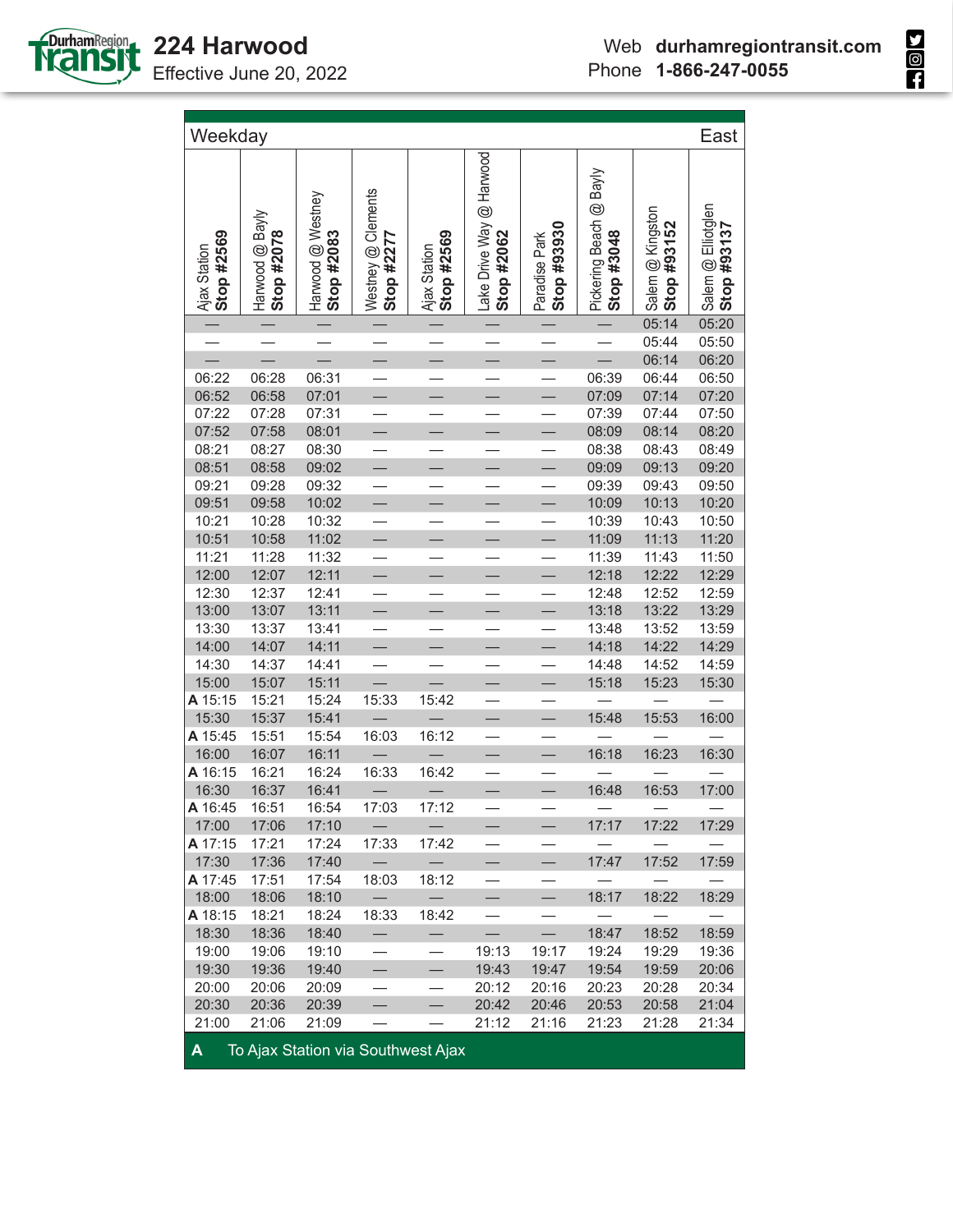# 224 Harwood

Effective June 20, 2022

Web **durhamregiontransit.com**
Phone **1-866-247-0055**

**Weekday** — **East**

| Ajax Station Stop #2569 | Harwood @ Bayly Stop #2078 | Harwood @ Westney Stop #2083 | Westney @ Clements Stop #2277 | Ajax Station Stop #2569 | Lake Drive Way @ Harwood Stop #2062 | Paradise Park Stop #93930 | Pickering Beach @ Bayly Stop #3048 | Salem @ Kingston Stop #93152 | Salem @ Elliotglen Stop #93137 |
|---|---|---|---|---|---|---|---|---|---|
| — | — | — | — | — | — | — | — | 05:14 | 05:20 |
| — | — | — | — | — | — | — | — | 05:44 | 05:50 |
| — | — | — | — | — | — | — | — | 06:14 | 06:20 |
| 06:22 | 06:28 | 06:31 | — | — | — | — | 06:39 | 06:44 | 06:50 |
| 06:52 | 06:58 | 07:01 | — | — | — | — | 07:09 | 07:14 | 07:20 |
| 07:22 | 07:28 | 07:31 | — | — | — | — | 07:39 | 07:44 | 07:50 |
| 07:52 | 07:58 | 08:01 | — | — | — | — | 08:09 | 08:14 | 08:20 |
| 08:21 | 08:27 | 08:30 | — | — | — | — | 08:38 | 08:43 | 08:49 |
| 08:51 | 08:58 | 09:02 | — | — | — | — | 09:09 | 09:13 | 09:20 |
| 09:21 | 09:28 | 09:32 | — | — | — | — | 09:39 | 09:43 | 09:50 |
| 09:51 | 09:58 | 10:02 | — | — | — | — | 10:09 | 10:13 | 10:20 |
| 10:21 | 10:28 | 10:32 | — | — | — | — | 10:39 | 10:43 | 10:50 |
| 10:51 | 10:58 | 11:02 | — | — | — | — | 11:09 | 11:13 | 11:20 |
| 11:21 | 11:28 | 11:32 | — | — | — | — | 11:39 | 11:43 | 11:50 |
| 12:00 | 12:07 | 12:11 | — | — | — | — | 12:18 | 12:22 | 12:29 |
| 12:30 | 12:37 | 12:41 | — | — | — | — | 12:48 | 12:52 | 12:59 |
| 13:00 | 13:07 | 13:11 | — | — | — | — | 13:18 | 13:22 | 13:29 |
| 13:30 | 13:37 | 13:41 | — | — | — | — | 13:48 | 13:52 | 13:59 |
| 14:00 | 14:07 | 14:11 | — | — | — | — | 14:18 | 14:22 | 14:29 |
| 14:30 | 14:37 | 14:41 | — | — | — | — | 14:48 | 14:52 | 14:59 |
| 15:00 | 15:07 | 15:11 | — | — | — | — | 15:18 | 15:23 | 15:30 |
| A 15:15 | 15:21 | 15:24 | 15:33 | 15:42 | — | — | — | — | — |
| 15:30 | 15:37 | 15:41 | — | — | — | — | 15:48 | 15:53 | 16:00 |
| A 15:45 | 15:51 | 15:54 | 16:03 | 16:12 | — | — | — | — | — |
| 16:00 | 16:07 | 16:11 | — | — | — | — | 16:18 | 16:23 | 16:30 |
| A 16:15 | 16:21 | 16:24 | 16:33 | 16:42 | — | — | — | — | — |
| 16:30 | 16:37 | 16:41 | — | — | — | — | 16:48 | 16:53 | 17:00 |
| A 16:45 | 16:51 | 16:54 | 17:03 | 17:12 | — | — | — | — | — |
| 17:00 | 17:06 | 17:10 | — | — | — | — | 17:17 | 17:22 | 17:29 |
| A 17:15 | 17:21 | 17:24 | 17:33 | 17:42 | — | — | — | — | — |
| 17:30 | 17:36 | 17:40 | — | — | — | — | 17:47 | 17:52 | 17:59 |
| A 17:45 | 17:51 | 17:54 | 18:03 | 18:12 | — | — | — | — | — |
| 18:00 | 18:06 | 18:10 | — | — | — | — | 18:17 | 18:22 | 18:29 |
| A 18:15 | 18:21 | 18:24 | 18:33 | 18:42 | — | — | — | — | — |
| 18:30 | 18:36 | 18:40 | — | — | — | — | 18:47 | 18:52 | 18:59 |
| 19:00 | 19:06 | 19:10 | — | — | 19:13 | 19:17 | 19:24 | 19:29 | 19:36 |
| 19:30 | 19:36 | 19:40 | — | — | 19:43 | 19:47 | 19:54 | 19:59 | 20:06 |
| 20:00 | 20:06 | 20:09 | — | — | 20:12 | 20:16 | 20:23 | 20:28 | 20:34 |
| 20:30 | 20:36 | 20:39 | — | — | 20:42 | 20:46 | 20:53 | 20:58 | 21:04 |
| 21:00 | 21:06 | 21:09 | — | — | 21:12 | 21:16 | 21:23 | 21:28 | 21:34 |

**A** To Ajax Station via Southwest Ajax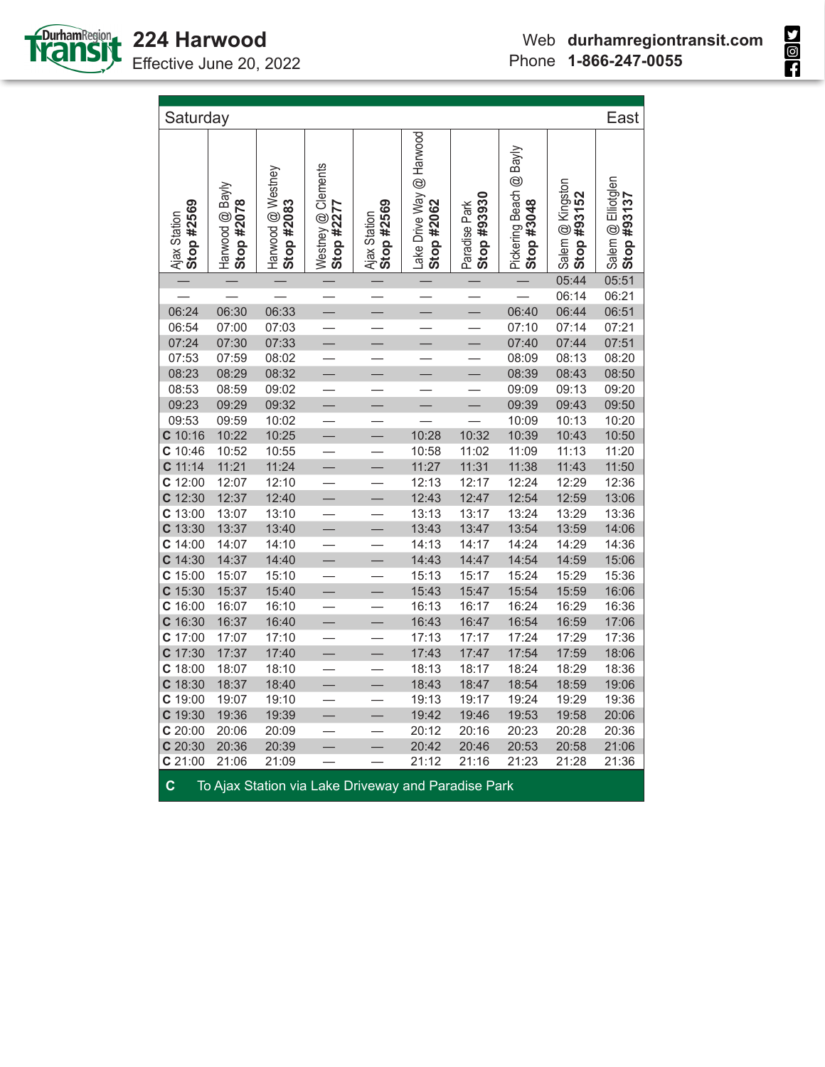# 224 Harwood

Effective June 20, 2022

Web **durhamregiontransit.com**
Phone **1-866-247-0055**

| Saturday | | | | | | | | | East |
|---|---|---|---|---|---|---|---|---|---|
| Ajax Station **Stop #2569** | Harwood @ Bayly **Stop #2078** | Harwood @ Westney **Stop #2083** | Westney @ Clements **Stop #2277** | Ajax Station **Stop #2569** | Lake Drive Way @ Harwood **Stop #2062** | Paradise Park **Stop #93930** | Pickering Beach @ Bayly **Stop #3048** | Salem @ Kingston **Stop #93152** | Salem @ Elliotglen **Stop #93137** |
| — | — | — | — | — | — | — | — | 05:44 | 05:51 |
| — | — | — | — | — | — | — | — | 06:14 | 06:21 |
| 06:24 | 06:30 | 06:33 | — | — | — | — | 06:40 | 06:44 | 06:51 |
| 06:54 | 07:00 | 07:03 | — | — | — | — | 07:10 | 07:14 | 07:21 |
| 07:24 | 07:30 | 07:33 | — | — | — | — | 07:40 | 07:44 | 07:51 |
| 07:53 | 07:59 | 08:02 | — | — | — | — | 08:09 | 08:13 | 08:20 |
| 08:23 | 08:29 | 08:32 | — | — | — | — | 08:39 | 08:43 | 08:50 |
| 08:53 | 08:59 | 09:02 | — | — | — | — | 09:09 | 09:13 | 09:20 |
| 09:23 | 09:29 | 09:32 | — | — | — | — | 09:39 | 09:43 | 09:50 |
| 09:53 | 09:59 | 10:02 | — | — | — | — | 10:09 | 10:13 | 10:20 |
| **C** 10:16 | 10:22 | 10:25 | — | — | 10:28 | 10:32 | 10:39 | 10:43 | 10:50 |
| **C** 10:46 | 10:52 | 10:55 | — | — | 10:58 | 11:02 | 11:09 | 11:13 | 11:20 |
| **C** 11:14 | 11:21 | 11:24 | — | — | 11:27 | 11:31 | 11:38 | 11:43 | 11:50 |
| **C** 12:00 | 12:07 | 12:10 | — | — | 12:13 | 12:17 | 12:24 | 12:29 | 12:36 |
| **C** 12:30 | 12:37 | 12:40 | — | — | 12:43 | 12:47 | 12:54 | 12:59 | 13:06 |
| **C** 13:00 | 13:07 | 13:10 | — | — | 13:13 | 13:17 | 13:24 | 13:29 | 13:36 |
| **C** 13:30 | 13:37 | 13:40 | — | — | 13:43 | 13:47 | 13:54 | 13:59 | 14:06 |
| **C** 14:00 | 14:07 | 14:10 | — | — | 14:13 | 14:17 | 14:24 | 14:29 | 14:36 |
| **C** 14:30 | 14:37 | 14:40 | — | — | 14:43 | 14:47 | 14:54 | 14:59 | 15:06 |
| **C** 15:00 | 15:07 | 15:10 | — | — | 15:13 | 15:17 | 15:24 | 15:29 | 15:36 |
| **C** 15:30 | 15:37 | 15:40 | — | — | 15:43 | 15:47 | 15:54 | 15:59 | 16:06 |
| **C** 16:00 | 16:07 | 16:10 | — | — | 16:13 | 16:17 | 16:24 | 16:29 | 16:36 |
| **C** 16:30 | 16:37 | 16:40 | — | — | 16:43 | 16:47 | 16:54 | 16:59 | 17:06 |
| **C** 17:00 | 17:07 | 17:10 | — | — | 17:13 | 17:17 | 17:24 | 17:29 | 17:36 |
| **C** 17:30 | 17:37 | 17:40 | — | — | 17:43 | 17:47 | 17:54 | 17:59 | 18:06 |
| **C** 18:00 | 18:07 | 18:10 | — | — | 18:13 | 18:17 | 18:24 | 18:29 | 18:36 |
| **C** 18:30 | 18:37 | 18:40 | — | — | 18:43 | 18:47 | 18:54 | 18:59 | 19:06 |
| **C** 19:00 | 19:07 | 19:10 | — | — | 19:13 | 19:17 | 19:24 | 19:29 | 19:36 |
| **C** 19:30 | 19:36 | 19:39 | — | — | 19:42 | 19:46 | 19:53 | 19:58 | 20:06 |
| **C** 20:00 | 20:06 | 20:09 | — | — | 20:12 | 20:16 | 20:23 | 20:28 | 20:36 |
| **C** 20:30 | 20:36 | 20:39 | — | — | 20:42 | 20:46 | 20:53 | 20:58 | 21:06 |
| **C** 21:00 | 21:06 | 21:09 | — | — | 21:12 | 21:16 | 21:23 | 21:28 | 21:36 |

**C** To Ajax Station via Lake Driveway and Paradise Park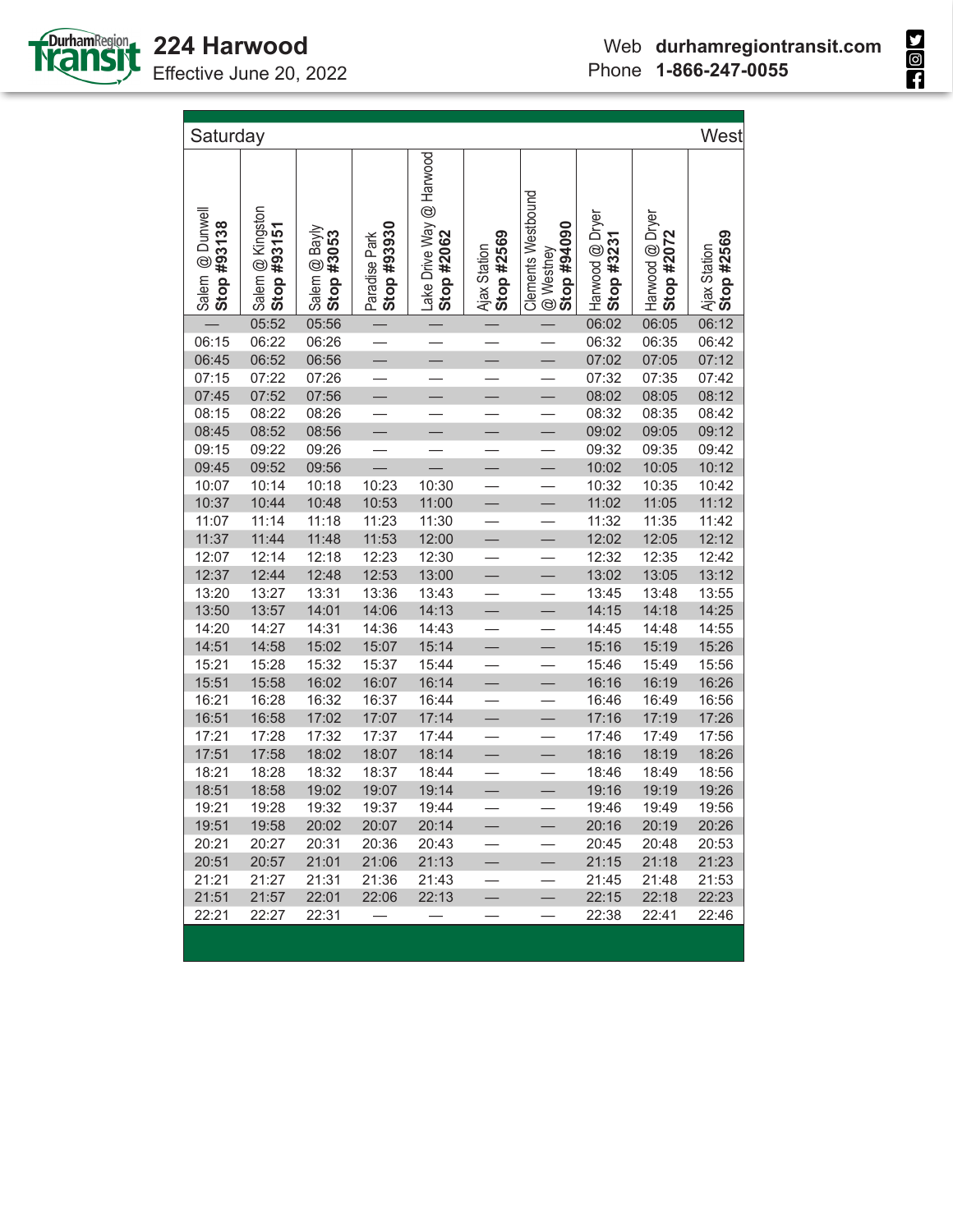# 224 Harwood

Effective June 20, 2022

Web **durhamregiontransit.com**
Phone **1-866-247-0055**

| Saturday | | | | | | | | | West |
|---|---|---|---|---|---|---|---|---|---|
| Salem @ Dunwell **Stop #93138** | Salem @ Kingston **Stop #93151** | Salem @ Bayly **Stop #3053** | Paradise Park **Stop #93930** | Lake Drive Way @ Harwood **Stop #2062** | Ajax Station **Stop #2569** | Clements Westbound @ Westney **Stop #94090** | Harwood @ Dryer **Stop #3231** | Harwood @ Dryer **Stop #2072** | Ajax Station **Stop #2569** |
| — | 05:52 | 05:56 | — | — | — | — | 06:02 | 06:05 | 06:12 |
| 06:15 | 06:22 | 06:26 | — | — | — | — | 06:32 | 06:35 | 06:42 |
| 06:45 | 06:52 | 06:56 | — | — | — | — | 07:02 | 07:05 | 07:12 |
| 07:15 | 07:22 | 07:26 | — | — | — | — | 07:32 | 07:35 | 07:42 |
| 07:45 | 07:52 | 07:56 | — | — | — | — | 08:02 | 08:05 | 08:12 |
| 08:15 | 08:22 | 08:26 | — | — | — | — | 08:32 | 08:35 | 08:42 |
| 08:45 | 08:52 | 08:56 | — | — | — | — | 09:02 | 09:05 | 09:12 |
| 09:15 | 09:22 | 09:26 | — | — | — | — | 09:32 | 09:35 | 09:42 |
| 09:45 | 09:52 | 09:56 | — | — | — | — | 10:02 | 10:05 | 10:12 |
| 10:07 | 10:14 | 10:18 | 10:23 | 10:30 | — | — | 10:32 | 10:35 | 10:42 |
| 10:37 | 10:44 | 10:48 | 10:53 | 11:00 | — | — | 11:02 | 11:05 | 11:12 |
| 11:07 | 11:14 | 11:18 | 11:23 | 11:30 | — | — | 11:32 | 11:35 | 11:42 |
| 11:37 | 11:44 | 11:48 | 11:53 | 12:00 | — | — | 12:02 | 12:05 | 12:12 |
| 12:07 | 12:14 | 12:18 | 12:23 | 12:30 | — | — | 12:32 | 12:35 | 12:42 |
| 12:37 | 12:44 | 12:48 | 12:53 | 13:00 | — | — | 13:02 | 13:05 | 13:12 |
| 13:20 | 13:27 | 13:31 | 13:36 | 13:43 | — | — | 13:45 | 13:48 | 13:55 |
| 13:50 | 13:57 | 14:01 | 14:06 | 14:13 | — | — | 14:15 | 14:18 | 14:25 |
| 14:20 | 14:27 | 14:31 | 14:36 | 14:43 | — | — | 14:45 | 14:48 | 14:55 |
| 14:51 | 14:58 | 15:02 | 15:07 | 15:14 | — | — | 15:16 | 15:19 | 15:26 |
| 15:21 | 15:28 | 15:32 | 15:37 | 15:44 | — | — | 15:46 | 15:49 | 15:56 |
| 15:51 | 15:58 | 16:02 | 16:07 | 16:14 | — | — | 16:16 | 16:19 | 16:26 |
| 16:21 | 16:28 | 16:32 | 16:37 | 16:44 | — | — | 16:46 | 16:49 | 16:56 |
| 16:51 | 16:58 | 17:02 | 17:07 | 17:14 | — | — | 17:16 | 17:19 | 17:26 |
| 17:21 | 17:28 | 17:32 | 17:37 | 17:44 | — | — | 17:46 | 17:49 | 17:56 |
| 17:51 | 17:58 | 18:02 | 18:07 | 18:14 | — | — | 18:16 | 18:19 | 18:26 |
| 18:21 | 18:28 | 18:32 | 18:37 | 18:44 | — | — | 18:46 | 18:49 | 18:56 |
| 18:51 | 18:58 | 19:02 | 19:07 | 19:14 | — | — | 19:16 | 19:19 | 19:26 |
| 19:21 | 19:28 | 19:32 | 19:37 | 19:44 | — | — | 19:46 | 19:49 | 19:56 |
| 19:51 | 19:58 | 20:02 | 20:07 | 20:14 | — | — | 20:16 | 20:19 | 20:26 |
| 20:21 | 20:27 | 20:31 | 20:36 | 20:43 | — | — | 20:45 | 20:48 | 20:53 |
| 20:51 | 20:57 | 21:01 | 21:06 | 21:13 | — | — | 21:15 | 21:18 | 21:23 |
| 21:21 | 21:27 | 21:31 | 21:36 | 21:43 | — | — | 21:45 | 21:48 | 21:53 |
| 21:51 | 21:57 | 22:01 | 22:06 | 22:13 | — | — | 22:15 | 22:18 | 22:23 |
| 22:21 | 22:27 | 22:31 | — | — | — | — | 22:38 | 22:41 | 22:46 |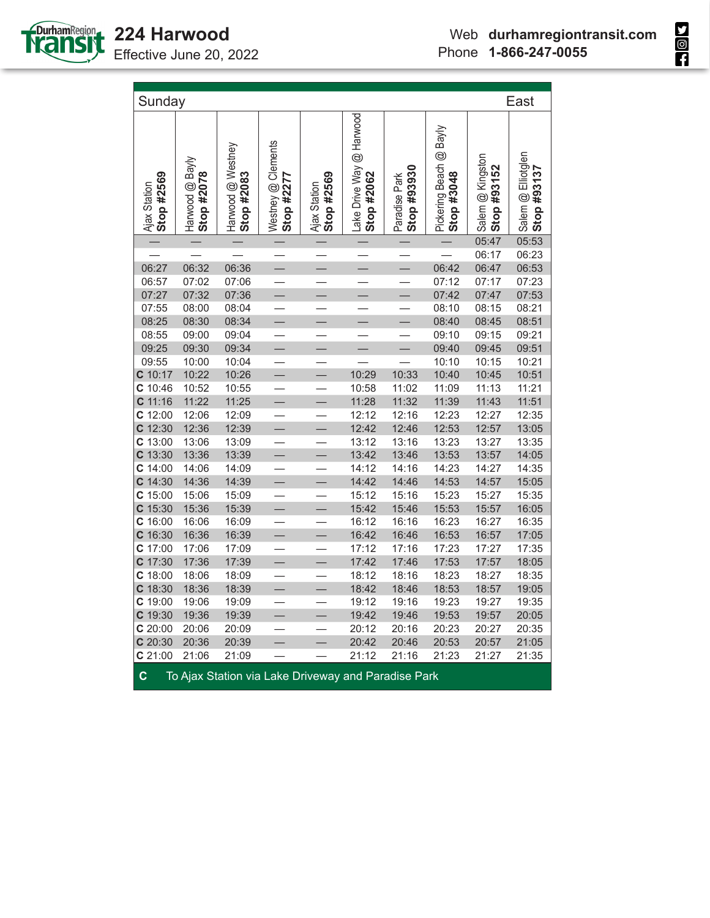# 224 Harwood

Effective June 20, 2022

Web **durhamregiontransit.com**
Phone **1-866-247-0055**

| Sunday | | | | | | | | | East |
|---|---|---|---|---|---|---|---|---|---|
| Ajax Station **Stop #2569** | Harwood @ Bayly **Stop #2078** | Harwood @ Westney **Stop #2083** | Westney @ Clements **Stop #2277** | Ajax Station **Stop #2569** | Lake Drive Way @ Harwood **Stop #2062** | Paradise Park **Stop #93930** | Pickering Beach @ Bayly **Stop #3048** | Salem @ Kingston **Stop #93152** | Salem @ Elliotglen **Stop #93137** |
| — | — | — | — | — | — | — | — | 05:47 | 05:53 |
| — | — | — | — | — | — | — | — | 06:17 | 06:23 |
| 06:27 | 06:32 | 06:36 | — | — | — | — | 06:42 | 06:47 | 06:53 |
| 06:57 | 07:02 | 07:06 | — | — | — | — | 07:12 | 07:17 | 07:23 |
| 07:27 | 07:32 | 07:36 | — | — | — | — | 07:42 | 07:47 | 07:53 |
| 07:55 | 08:00 | 08:04 | — | — | — | — | 08:10 | 08:15 | 08:21 |
| 08:25 | 08:30 | 08:34 | — | — | — | — | 08:40 | 08:45 | 08:51 |
| 08:55 | 09:00 | 09:04 | — | — | — | — | 09:10 | 09:15 | 09:21 |
| 09:25 | 09:30 | 09:34 | — | — | — | — | 09:40 | 09:45 | 09:51 |
| 09:55 | 10:00 | 10:04 | — | — | — | — | 10:10 | 10:15 | 10:21 |
| **C** 10:17 | 10:22 | 10:26 | — | — | 10:29 | 10:33 | 10:40 | 10:45 | 10:51 |
| **C** 10:46 | 10:52 | 10:55 | — | — | 10:58 | 11:02 | 11:09 | 11:13 | 11:21 |
| **C** 11:16 | 11:22 | 11:25 | — | — | 11:28 | 11:32 | 11:39 | 11:43 | 11:51 |
| **C** 12:00 | 12:06 | 12:09 | — | — | 12:12 | 12:16 | 12:23 | 12:27 | 12:35 |
| **C** 12:30 | 12:36 | 12:39 | — | — | 12:42 | 12:46 | 12:53 | 12:57 | 13:05 |
| **C** 13:00 | 13:06 | 13:09 | — | — | 13:12 | 13:16 | 13:23 | 13:27 | 13:35 |
| **C** 13:30 | 13:36 | 13:39 | — | — | 13:42 | 13:46 | 13:53 | 13:57 | 14:05 |
| **C** 14:00 | 14:06 | 14:09 | — | — | 14:12 | 14:16 | 14:23 | 14:27 | 14:35 |
| **C** 14:30 | 14:36 | 14:39 | — | — | 14:42 | 14:46 | 14:53 | 14:57 | 15:05 |
| **C** 15:00 | 15:06 | 15:09 | — | — | 15:12 | 15:16 | 15:23 | 15:27 | 15:35 |
| **C** 15:30 | 15:36 | 15:39 | — | — | 15:42 | 15:46 | 15:53 | 15:57 | 16:05 |
| **C** 16:00 | 16:06 | 16:09 | — | — | 16:12 | 16:16 | 16:23 | 16:27 | 16:35 |
| **C** 16:30 | 16:36 | 16:39 | — | — | 16:42 | 16:46 | 16:53 | 16:57 | 17:05 |
| **C** 17:00 | 17:06 | 17:09 | — | — | 17:12 | 17:16 | 17:23 | 17:27 | 17:35 |
| **C** 17:30 | 17:36 | 17:39 | — | — | 17:42 | 17:46 | 17:53 | 17:57 | 18:05 |
| **C** 18:00 | 18:06 | 18:09 | — | — | 18:12 | 18:16 | 18:23 | 18:27 | 18:35 |
| **C** 18:30 | 18:36 | 18:39 | — | — | 18:42 | 18:46 | 18:53 | 18:57 | 19:05 |
| **C** 19:00 | 19:06 | 19:09 | — | — | 19:12 | 19:16 | 19:23 | 19:27 | 19:35 |
| **C** 19:30 | 19:36 | 19:39 | — | — | 19:42 | 19:46 | 19:53 | 19:57 | 20:05 |
| **C** 20:00 | 20:06 | 20:09 | — | — | 20:12 | 20:16 | 20:23 | 20:27 | 20:35 |
| **C** 20:30 | 20:36 | 20:39 | — | — | 20:42 | 20:46 | 20:53 | 20:57 | 21:05 |
| **C** 21:00 | 21:06 | 21:09 | — | — | 21:12 | 21:16 | 21:23 | 21:27 | 21:35 |

**C** To Ajax Station via Lake Driveway and Paradise Park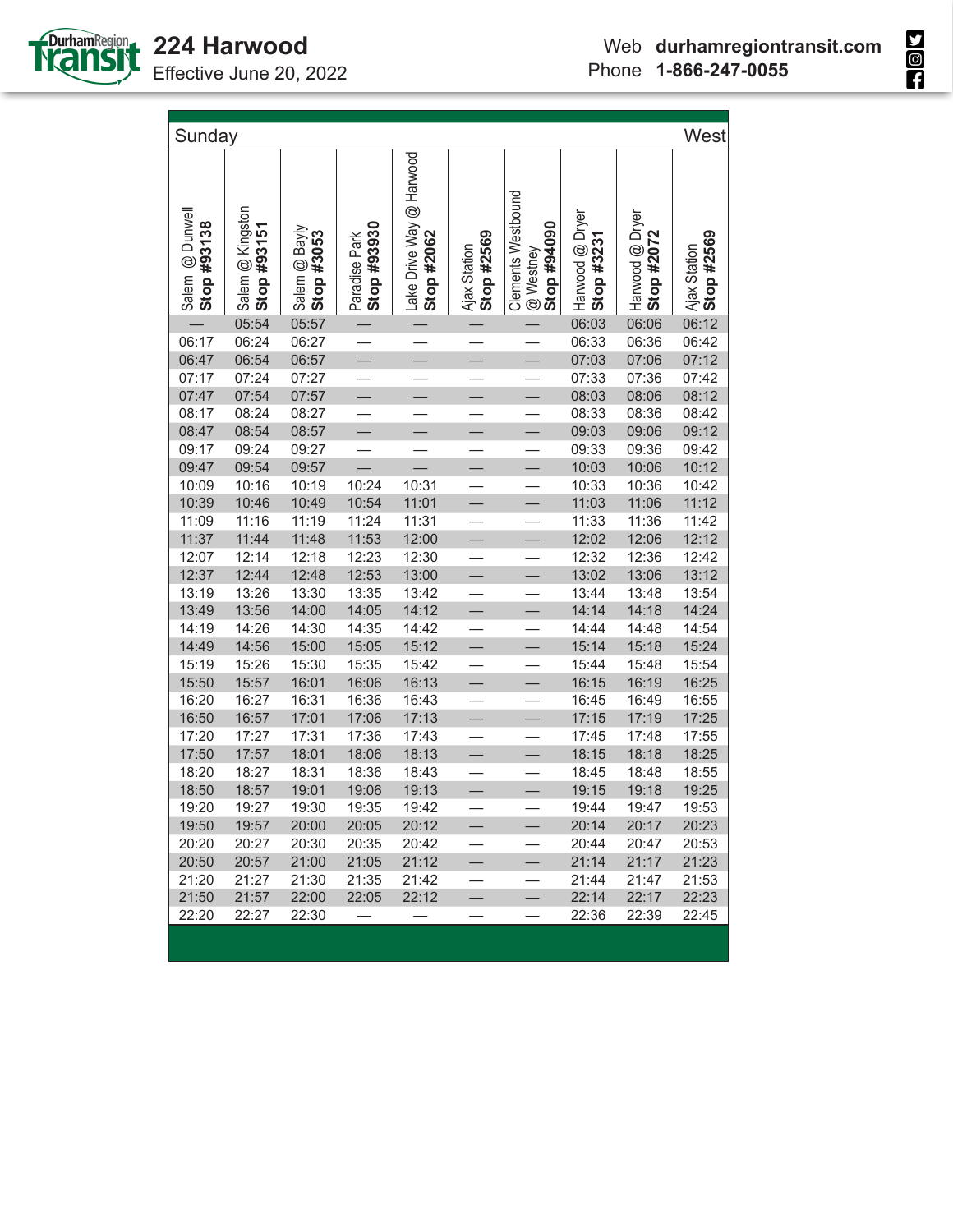# 224 Harwood

Effective June 20, 2022

Web **durhamregiontransit.com**
Phone **1-866-247-0055**

| Sunday | | | | | | | | | West |
|---|---|---|---|---|---|---|---|---|---|
| Salem @ Dunwell **Stop #93138** | Salem @ Kingston **Stop #93151** | Salem @ Bayly **Stop #3053** | Paradise Park **Stop #93930** | Lake Drive Way @ Harwood **Stop #2062** | Ajax Station **Stop #2569** | Clements Westbound @ Westney **Stop #94090** | Harwood @ Dryer **Stop #3231** | Harwood @ Dryer **Stop #2072** | Ajax Station **Stop #2569** |
| — | 05:54 | 05:57 | — | — | — | — | 06:03 | 06:06 | 06:12 |
| 06:17 | 06:24 | 06:27 | — | — | — | — | 06:33 | 06:36 | 06:42 |
| 06:47 | 06:54 | 06:57 | — | — | — | — | 07:03 | 07:06 | 07:12 |
| 07:17 | 07:24 | 07:27 | — | — | — | — | 07:33 | 07:36 | 07:42 |
| 07:47 | 07:54 | 07:57 | — | — | — | — | 08:03 | 08:06 | 08:12 |
| 08:17 | 08:24 | 08:27 | — | — | — | — | 08:33 | 08:36 | 08:42 |
| 08:47 | 08:54 | 08:57 | — | — | — | — | 09:03 | 09:06 | 09:12 |
| 09:17 | 09:24 | 09:27 | — | — | — | — | 09:33 | 09:36 | 09:42 |
| 09:47 | 09:54 | 09:57 | — | — | — | — | 10:03 | 10:06 | 10:12 |
| 10:09 | 10:16 | 10:19 | 10:24 | 10:31 | — | — | 10:33 | 10:36 | 10:42 |
| 10:39 | 10:46 | 10:49 | 10:54 | 11:01 | — | — | 11:03 | 11:06 | 11:12 |
| 11:09 | 11:16 | 11:19 | 11:24 | 11:31 | — | — | 11:33 | 11:36 | 11:42 |
| 11:37 | 11:44 | 11:48 | 11:53 | 12:00 | — | — | 12:02 | 12:06 | 12:12 |
| 12:07 | 12:14 | 12:18 | 12:23 | 12:30 | — | — | 12:32 | 12:36 | 12:42 |
| 12:37 | 12:44 | 12:48 | 12:53 | 13:00 | — | — | 13:02 | 13:06 | 13:12 |
| 13:19 | 13:26 | 13:30 | 13:35 | 13:42 | — | — | 13:44 | 13:48 | 13:54 |
| 13:49 | 13:56 | 14:00 | 14:05 | 14:12 | — | — | 14:14 | 14:18 | 14:24 |
| 14:19 | 14:26 | 14:30 | 14:35 | 14:42 | — | — | 14:44 | 14:48 | 14:54 |
| 14:49 | 14:56 | 15:00 | 15:05 | 15:12 | — | — | 15:14 | 15:18 | 15:24 |
| 15:19 | 15:26 | 15:30 | 15:35 | 15:42 | — | — | 15:44 | 15:48 | 15:54 |
| 15:50 | 15:57 | 16:01 | 16:06 | 16:13 | — | — | 16:15 | 16:19 | 16:25 |
| 16:20 | 16:27 | 16:31 | 16:36 | 16:43 | — | — | 16:45 | 16:49 | 16:55 |
| 16:50 | 16:57 | 17:01 | 17:06 | 17:13 | — | — | 17:15 | 17:19 | 17:25 |
| 17:20 | 17:27 | 17:31 | 17:36 | 17:43 | — | — | 17:45 | 17:48 | 17:55 |
| 17:50 | 17:57 | 18:01 | 18:06 | 18:13 | — | — | 18:15 | 18:18 | 18:25 |
| 18:20 | 18:27 | 18:31 | 18:36 | 18:43 | — | — | 18:45 | 18:48 | 18:55 |
| 18:50 | 18:57 | 19:01 | 19:06 | 19:13 | — | — | 19:15 | 19:18 | 19:25 |
| 19:20 | 19:27 | 19:30 | 19:35 | 19:42 | — | — | 19:44 | 19:47 | 19:53 |
| 19:50 | 19:57 | 20:00 | 20:05 | 20:12 | — | — | 20:14 | 20:17 | 20:23 |
| 20:20 | 20:27 | 20:30 | 20:35 | 20:42 | — | — | 20:44 | 20:47 | 20:53 |
| 20:50 | 20:57 | 21:00 | 21:05 | 21:12 | — | — | 21:14 | 21:17 | 21:23 |
| 21:20 | 21:27 | 21:30 | 21:35 | 21:42 | — | — | 21:44 | 21:47 | 21:53 |
| 21:50 | 21:57 | 22:00 | 22:05 | 22:12 | — | — | 22:14 | 22:17 | 22:23 |
| 22:20 | 22:27 | 22:30 | — | — | — | — | 22:36 | 22:39 | 22:45 |